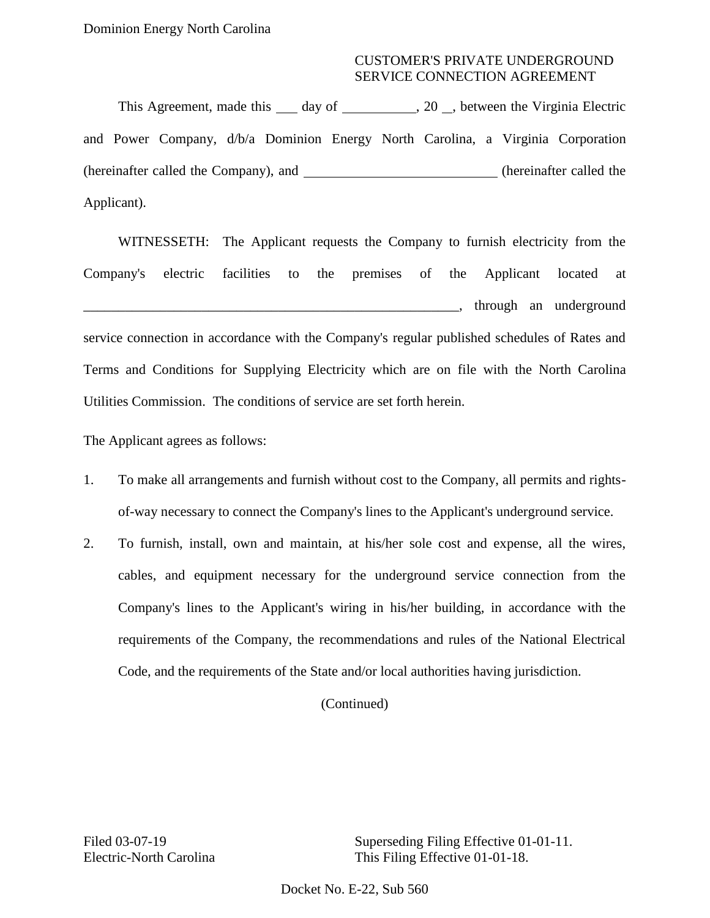Dominion Energy North Carolina

CUSTOMER'S PRIVATE UNDERGROUND SERVICE CONNECTION AGREEMENT

This Agreement, made this ___ day of __________, 20 __, between the Virginia Electric and Power Company, d/b/a Dominion Energy North Carolina, a Virginia Corporation (hereinafter called the Company), and ___________________________ (hereinafter called the Applicant).

WITNESSETH: The Applicant requests the Company to furnish electricity from the Company's electric facilities to the premises of the Applicant located at ________________________________________________________, through an underground service connection in accordance with the Company's regular published schedules of Rates and Terms and Conditions for Supplying Electricity which are on file with the North Carolina Utilities Commission. The conditions of service are set forth herein.

The Applicant agrees as follows:

1. To make all arrangements and furnish without cost to the Company, all permits and rights-of-way necessary to connect the Company's lines to the Applicant's underground service.
2. To furnish, install, own and maintain, at his/her sole cost and expense, all the wires, cables, and equipment necessary for the underground service connection from the Company's lines to the Applicant's wiring in his/her building, in accordance with the requirements of the Company, the recommendations and rules of the National Electrical Code, and the requirements of the State and/or local authorities having jurisdiction.

(Continued)

Filed 03-07-19
Electric-North Carolina

Superseding Filing Effective 01-01-11.
This Filing Effective 01-01-18.

Docket No. E-22, Sub 560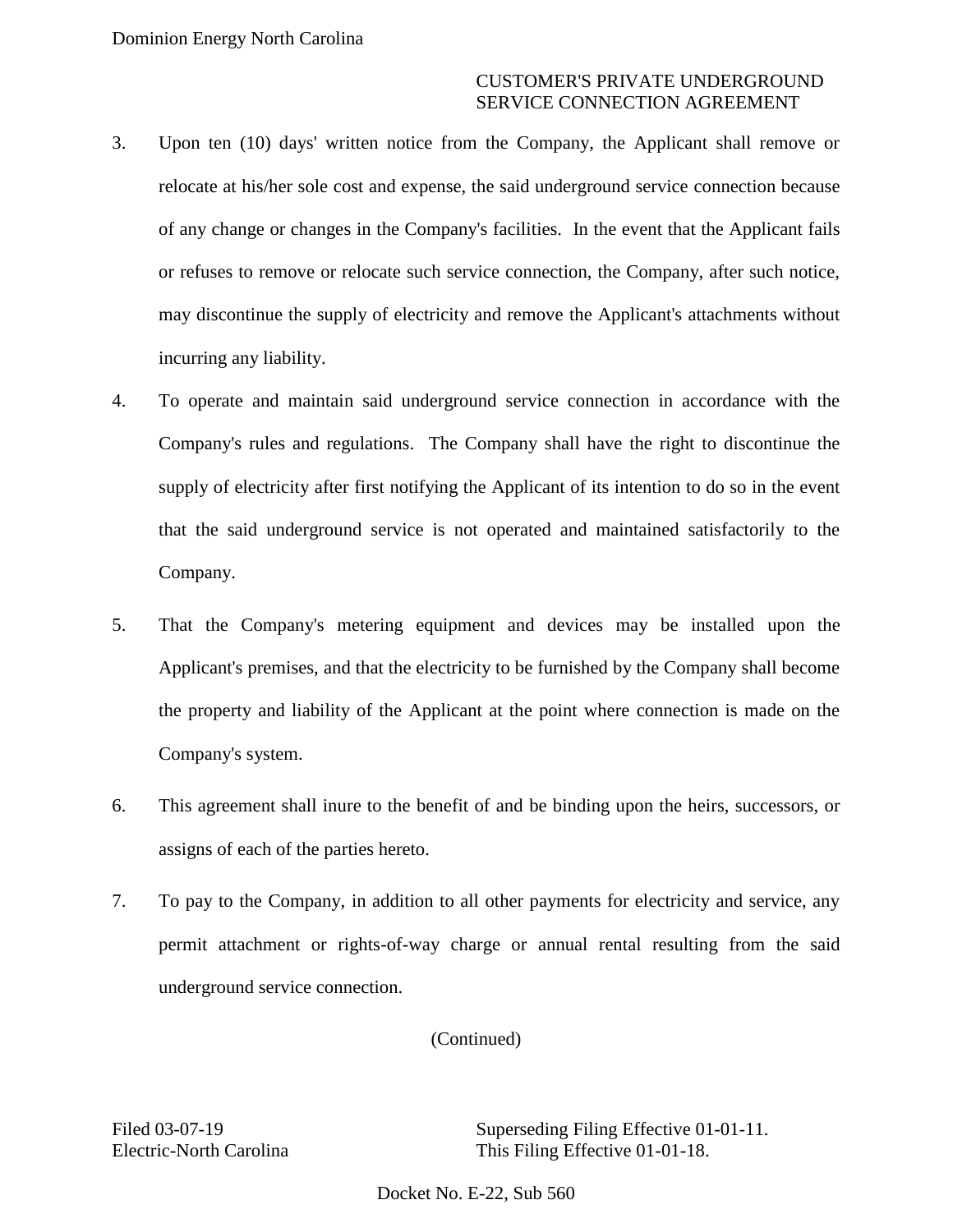CUSTOMER'S PRIVATE UNDERGROUND SERVICE CONNECTION AGREEMENT

3. Upon ten (10) days' written notice from the Company, the Applicant shall remove or relocate at his/her sole cost and expense, the said underground service connection because of any change or changes in the Company's facilities. In the event that the Applicant fails or refuses to remove or relocate such service connection, the Company, after such notice, may discontinue the supply of electricity and remove the Applicant's attachments without incurring any liability.

4. To operate and maintain said underground service connection in accordance with the Company's rules and regulations. The Company shall have the right to discontinue the supply of electricity after first notifying the Applicant of its intention to do so in the event that the said underground service is not operated and maintained satisfactorily to the Company.

5. That the Company's metering equipment and devices may be installed upon the Applicant's premises, and that the electricity to be furnished by the Company shall become the property and liability of the Applicant at the point where connection is made on the Company's system.

6. This agreement shall inure to the benefit of and be binding upon the heirs, successors, or assigns of each of the parties hereto.

7. To pay to the Company, in addition to all other payments for electricity and service, any permit attachment or rights-of-way charge or annual rental resulting from the said underground service connection.

(Continued)

Filed 03-07-19
Electric-North Carolina

Superseding Filing Effective 01-01-11.
This Filing Effective 01-01-18.

Docket No. E-22, Sub 560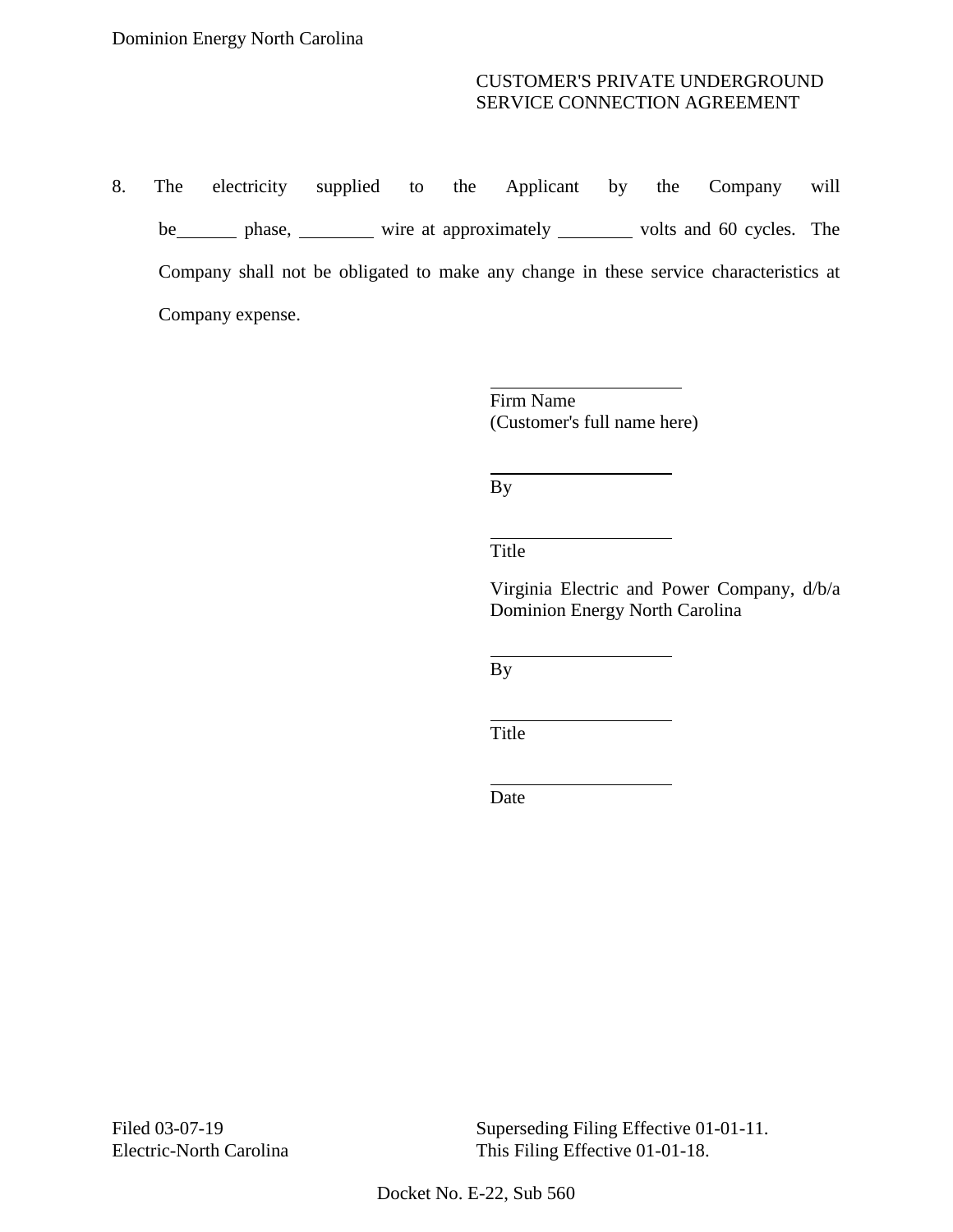CUSTOMER'S PRIVATE UNDERGROUND SERVICE CONNECTION AGREEMENT

8. The electricity supplied to the Applicant by the Company will be______ phase, ________ wire at approximately ________ volts and 60 cycles. The Company shall not be obligated to make any change in these service characteristics at Company expense.

____________________
Firm Name
(Customer's full name here)

____________________
By

____________________
Title

Virginia Electric and Power Company, d/b/a Dominion Energy North Carolina

____________________
By

____________________
Title

____________________
Date

Filed 03-07-19
Electric-North Carolina

Superseding Filing Effective 01-01-11.
This Filing Effective 01-01-18.

Docket No. E-22, Sub 560